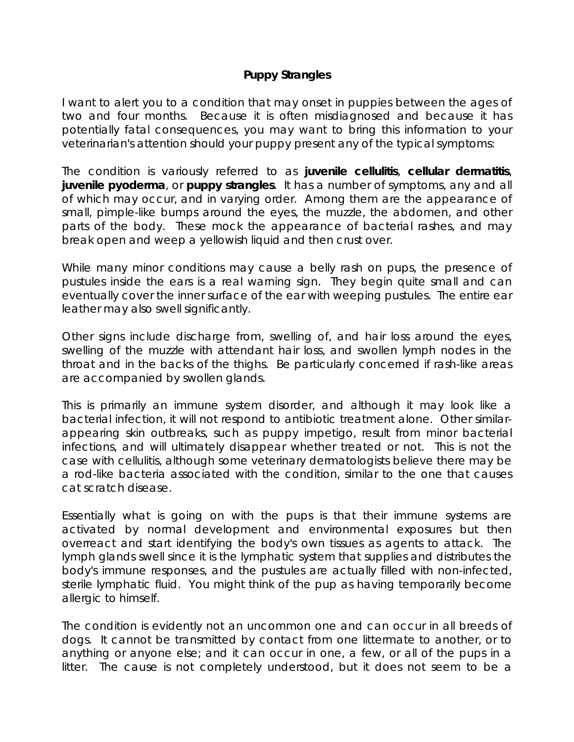# Puppy Strangles

I want to alert you to a condition that may onset in puppies between the ages of two and four months. Because it is often misdiagnosed and because it has potentially fatal consequences, you may want to bring this information to your veterinarian's attention should your puppy present any of the typical symptoms:

The condition is variously referred to as **juvenile cellulitis**, **cellular dermatitis**, **juvenile pyoderma**, or **puppy strangles**. It has a number of symptoms, any and all of which may occur, and in varying order. Among them are the appearance of small, pimple-like bumps around the eyes, the muzzle, the abdomen, and other parts of the body. These mock the appearance of bacterial rashes, and may break open and weep a yellowish liquid and then crust over.

While many minor conditions may cause a belly rash on pups, the presence of pustules inside the ears is a real warning sign. They begin quite small and can eventually cover the inner surface of the ear with weeping pustules. The entire ear leather may also swell significantly.

Other signs include discharge from, swelling of, and hair loss around the eyes, swelling of the muzzle with attendant hair loss, and swollen lymph nodes in the throat and in the backs of the thighs. Be particularly concerned if rash-like areas are accompanied by swollen glands.

This is primarily an immune system disorder, and although it may look like a bacterial infection, it will not respond to antibiotic treatment alone. Other similar-appearing skin outbreaks, such as puppy impetigo, result from minor bacterial infections, and will ultimately disappear whether treated or not. This is not the case with cellulitis, although some veterinary dermatologists believe there may be a rod-like bacteria associated with the condition, similar to the one that causes cat scratch disease.

Essentially what is going on with the pups is that their immune systems are activated by normal development and environmental exposures but then overreact and start identifying the body's own tissues as agents to attack. The lymph glands swell since it is the lymphatic system that supplies and distributes the body's immune responses, and the pustules are actually filled with non-infected, sterile lymphatic fluid. You might think of the pup as having temporarily become allergic to himself.

The condition is evidently not an uncommon one and can occur in all breeds of dogs. It cannot be transmitted by contact from one littermate to another, or to anything or anyone else; and it can occur in one, a few, or all of the pups in a litter. The cause is not completely understood, but it does not seem to be a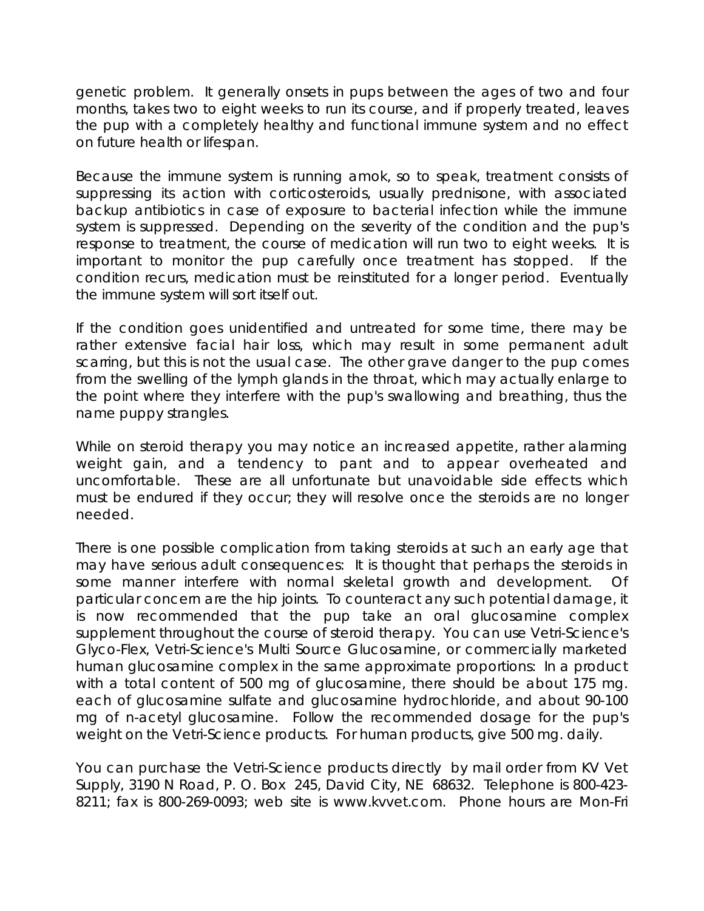genetic problem. It generally onsets in pups between the ages of two and four months, takes two to eight weeks to run its course, and if properly treated, leaves the pup with a completely healthy and functional immune system and no effect on future health or lifespan.

Because the immune system is running amok, so to speak, treatment consists of suppressing its action with corticosteroids, usually prednisone, with associated backup antibiotics in case of exposure to bacterial infection while the immune system is suppressed. Depending on the severity of the condition and the pup's response to treatment, the course of medication will run two to eight weeks. It is important to monitor the pup carefully once treatment has stopped. If the condition recurs, medication must be reinstituted for a longer period. Eventually the immune system will sort itself out.

If the condition goes unidentified and untreated for some time, there may be rather extensive facial hair loss, which may result in some permanent adult scarring, but this is not the usual case. The other grave danger to the pup comes from the swelling of the lymph glands in the throat, which may actually enlarge to the point where they interfere with the pup's swallowing and breathing, thus the name puppy strangles.

While on steroid therapy you may notice an increased appetite, rather alarming weight gain, and a tendency to pant and to appear overheated and uncomfortable. These are all unfortunate but unavoidable side effects which must be endured if they occur; they will resolve once the steroids are no longer needed.

There is one possible complication from taking steroids at such an early age that may have serious adult consequences: It is thought that perhaps the steroids in some manner interfere with normal skeletal growth and development. Of particular concern are the hip joints. To counteract any such potential damage, it is now recommended that the pup take an oral glucosamine complex supplement throughout the course of steroid therapy. You can use Vetri-Science's Glyco-Flex, Vetri-Science's Multi Source Glucosamine, or commercially marketed human glucosamine complex in the same approximate proportions: In a product with a total content of 500 mg of glucosamine, there should be about 175 mg. each of glucosamine sulfate and glucosamine hydrochloride, and about 90-100 mg of n-acetyl glucosamine. Follow the recommended dosage for the pup's weight on the Vetri-Science products. For human products, give 500 mg. daily.

You can purchase the Vetri-Science products directly by mail order from KV Vet Supply, 3190 N Road, P. O. Box 245, David City, NE 68632. Telephone is 800-423-8211; fax is 800-269-0093; web site is www.kvvet.com. Phone hours are Mon-Fri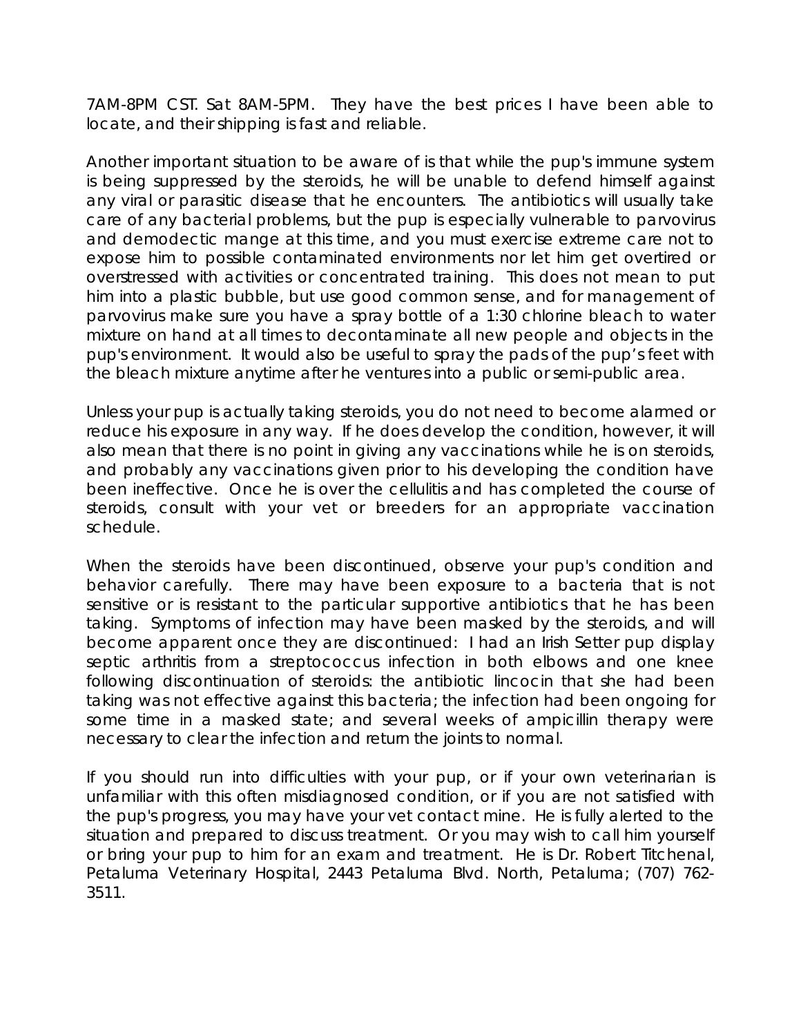7AM-8PM CST. Sat 8AM-5PM. They have the best prices I have been able to locate, and their shipping is fast and reliable.

Another important situation to be aware of is that while the pup's immune system is being suppressed by the steroids, he will be unable to defend himself against any viral or parasitic disease that he encounters. The antibiotics will usually take care of any bacterial problems, but the pup is especially vulnerable to parvovirus and demodectic mange at this time, and you must exercise extreme care not to expose him to possible contaminated environments nor let him get overtired or overstressed with activities or concentrated training. This does not mean to put him into a plastic bubble, but use good common sense, and for management of parvovirus make sure you have a spray bottle of a 1:30 chlorine bleach to water mixture on hand at all times to decontaminate all new people and objects in the pup's environment. It would also be useful to spray the pads of the pup's feet with the bleach mixture anytime after he ventures into a public or semi-public area.

Unless your pup is actually taking steroids, you do not need to become alarmed or reduce his exposure in any way. If he does develop the condition, however, it will also mean that there is no point in giving any vaccinations while he is on steroids, and probably any vaccinations given prior to his developing the condition have been ineffective. Once he is over the cellulitis and has completed the course of steroids, consult with your vet or breeders for an appropriate vaccination schedule.

When the steroids have been discontinued, observe your pup's condition and behavior carefully. There may have been exposure to a bacteria that is not sensitive or is resistant to the particular supportive antibiotics that he has been taking. Symptoms of infection may have been masked by the steroids, and will become apparent once they are discontinued: I had an Irish Setter pup display septic arthritis from a streptococcus infection in both elbows and one knee following discontinuation of steroids: the antibiotic lincocin that she had been taking was not effective against this bacteria; the infection had been ongoing for some time in a masked state; and several weeks of ampicillin therapy were necessary to clear the infection and return the joints to normal.

If you should run into difficulties with your pup, or if your own veterinarian is unfamiliar with this often misdiagnosed condition, or if you are not satisfied with the pup's progress, you may have your vet contact mine. He is fully alerted to the situation and prepared to discuss treatment. Or you may wish to call him yourself or bring your pup to him for an exam and treatment. He is Dr. Robert Titchenal, Petaluma Veterinary Hospital, 2443 Petaluma Blvd. North, Petaluma; (707) 762-3511.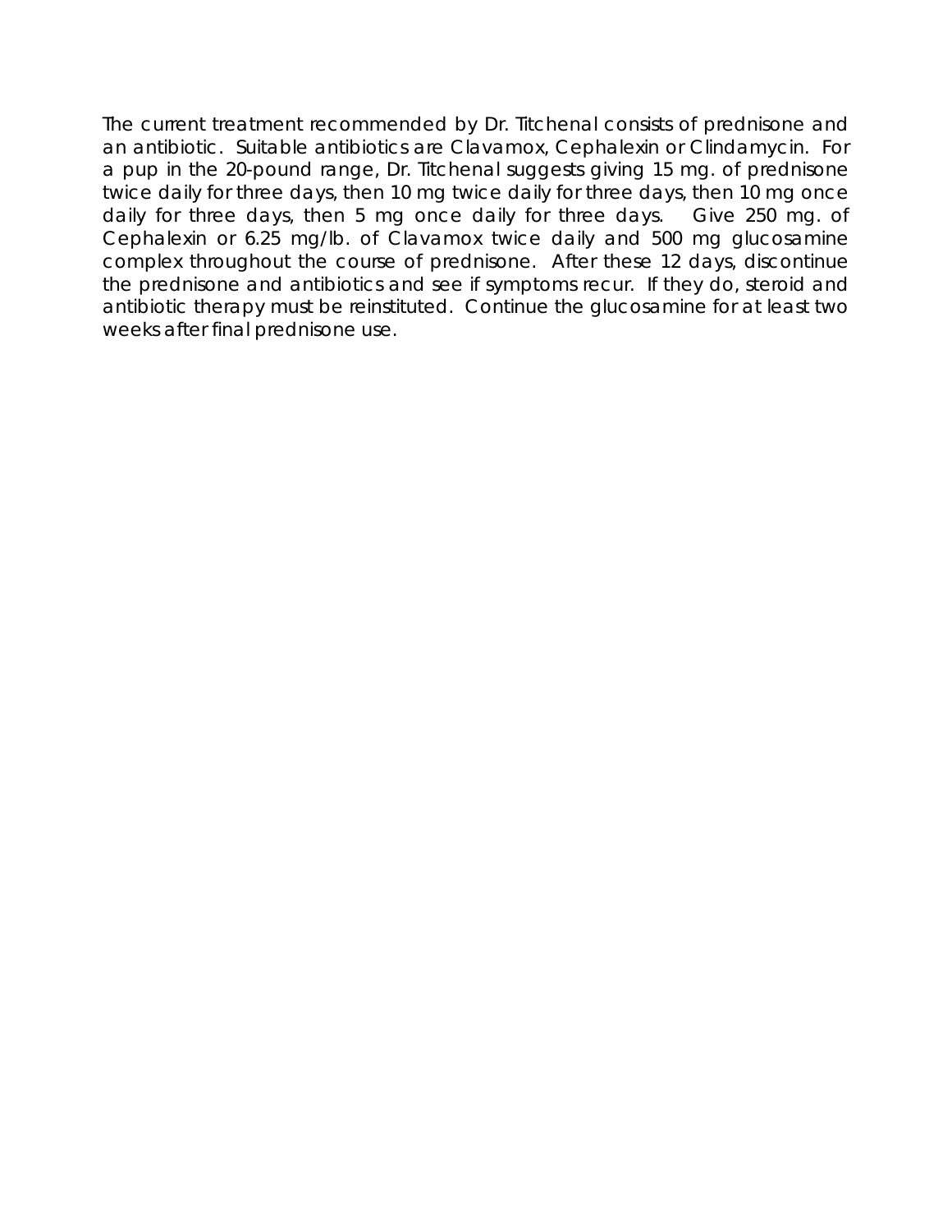The current treatment recommended by Dr. Titchenal consists of prednisone and an antibiotic. Suitable antibiotics are Clavamox, Cephalexin or Clindamycin. For a pup in the 20-pound range, Dr. Titchenal suggests giving 15 mg. of prednisone twice daily for three days, then 10 mg twice daily for three days, then 10 mg once daily for three days, then 5 mg once daily for three days. Give 250 mg. of Cephalexin or 6.25 mg/lb. of Clavamox twice daily and 500 mg glucosamine complex throughout the course of prednisone. After these 12 days, discontinue the prednisone and antibiotics and see if symptoms recur. If they do, steroid and antibiotic therapy must be reinstituted. Continue the glucosamine for at least two weeks after final prednisone use.